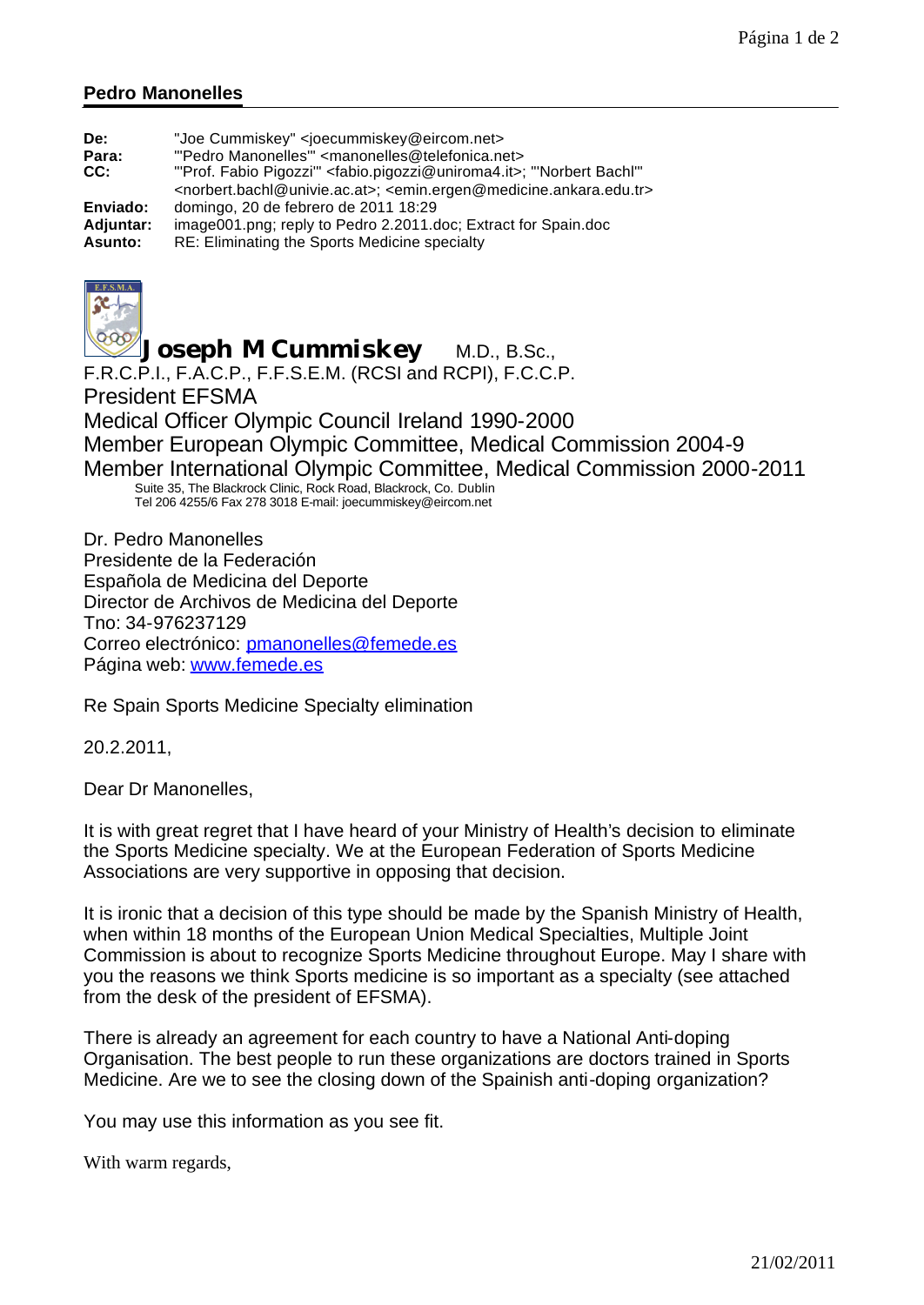## Pedro Manonelles

**De:** "Joe Cummiskey" <joecummiskey@eircom.net>
**Para:** "'Pedro Manonelles'" <manonelles@telefonica.net>
**CC:** "'Prof. Fabio Pigozzi'" <fabio.pigozzi@uniroma4.it>; "'Norbert Bachl'" <norbert.bachl@univie.ac.at>; <emin.ergen@medicine.ankara.edu.tr>
**Enviado:** domingo, 20 de febrero de 2011 18:29
**Adjuntar:** image001.png; reply to Pedro 2.2011.doc; Extract for Spain.doc
**Asunto:** RE: Eliminating the Sports Medicine specialty

**Joseph M Cummiskey** M.D., B.Sc., F.R.C.P.I., F.A.C.P., F.F.S.E.M. (RCSI and RCPI), F.C.C.P.
President EFSMA
Medical Officer Olympic Council Ireland 1990-2000
Member European Olympic Committee, Medical Commission 2004-9
Member International Olympic Committee, Medical Commission 2000-2011
Suite 35, The Blackrock Clinic, Rock Road, Blackrock, Co. Dublin
Tel 206 4255/6 Fax 278 3018 E-mail: joecummiskey@eircom.net

Dr. Pedro Manonelles
Presidente de la Federación
Española de Medicina del Deporte
Director de Archivos de Medicina del Deporte
Tno: 34-976237129
Correo electrónico: pmanonelles@femede.es
Página web: www.femede.es

Re Spain Sports Medicine Specialty elimination

20.2.2011,

Dear Dr Manonelles,

It is with great regret that I have heard of your Ministry of Health's decision to eliminate the Sports Medicine specialty. We at the European Federation of Sports Medicine Associations are very supportive in opposing that decision.

It is ironic that a decision of this type should be made by the Spanish Ministry of Health, when within 18 months of the European Union Medical Specialties, Multiple Joint Commission is about to recognize Sports Medicine throughout Europe. May I share with you the reasons we think Sports medicine is so important as a specialty (see attached from the desk of the president of EFSMA).

There is already an agreement for each country to have a National Anti-doping Organisation. The best people to run these organizations are doctors trained in Sports Medicine. Are we to see the closing down of the Spainish anti-doping organization?

You may use this information as you see fit.

With warm regards,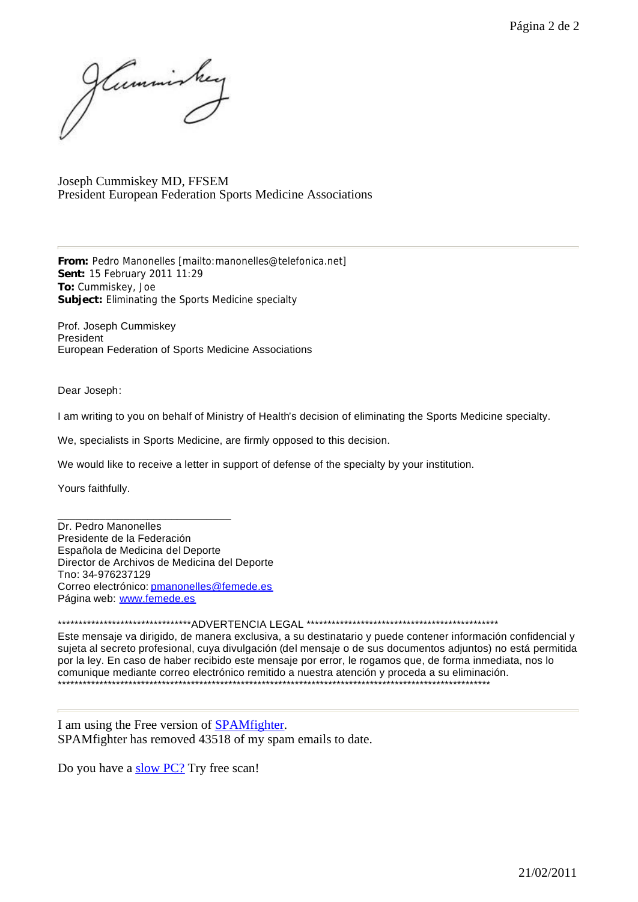Joseph Cummiskey MD, FFSEM
President European Federation Sports Medicine Associations

---

**From:** Pedro Manonelles [mailto:manonelles@telefonica.net]
**Sent:** 15 February 2011 11:29
**To:** Cummiskey, Joe
**Subject:** Eliminating the Sports Medicine specialty

Prof. Joseph Cummiskey
President
European Federation of Sports Medicine Associations

Dear Joseph:

I am writing to you on behalf of Ministry of Health's decision of eliminating the Sports Medicine specialty.

We, specialists in Sports Medicine, are firmly opposed to this decision.

We would like to receive a letter in support of defense of the specialty by your institution.

Yours faithfully.

\_\_\_\_\_\_\_\_\_\_\_\_\_\_\_\_\_\_\_\_\_\_\_\_\_\_\_\_\_\_

Dr. Pedro Manonelles
Presidente de la Federación
Española de Medicina del Deporte
Director de Archivos de Medicina del Deporte
Tno: 34-976237129
Correo electrónico: pmanonelles@femede.es
Página web: www.femede.es

*********************************ADVERTENCIA LEGAL ************************************************
Este mensaje va dirigido, de manera exclusiva, a su destinatario y puede contener información confidencial y sujeta al secreto profesional, cuya divulgación (del mensaje o de sus documentos adjuntos) no está permitida por la ley. En caso de haber recibido este mensaje por error, le rogamos que, de forma inmediata, nos lo comunique mediante correo electrónico remitido a nuestra atención y proceda a su eliminación.
**************************************************************************************************************

---

I am using the Free version of SPAMfighter.
SPAMfighter has removed 43518 of my spam emails to date.

Do you have a slow PC? Try free scan!

21/02/2011